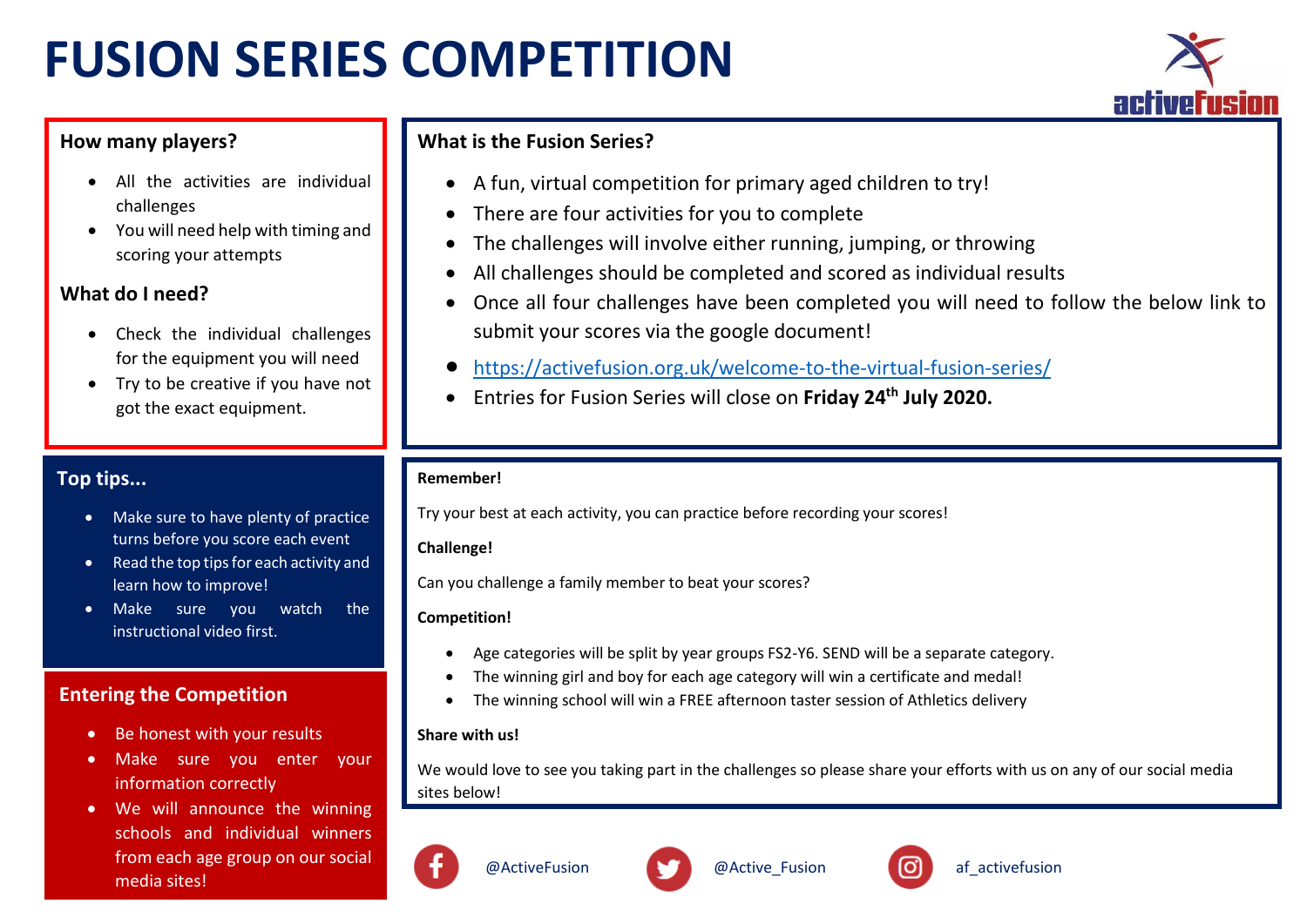# FUSION SERIES COMPETITION

activeFusion

### How many players?

- All the activities are individual challenges
- You will need help with timing and scoring your attempts

### What do I need?

- Check the individual challenges for the equipment you will need
- Try to be creative if you have not got the exact equipment.

### Top tips...

- Make sure to have plenty of practice turns before you score each event
- Read the top tips for each activity and learn how to improve!
- Make sure you watch the instructional video first.

### Entering the Competition

- Be honest with your results
- Make sure you enter your information correctly
- We will announce the winning schools and individual winners from each age group on our social media sites!

### What is the Fusion Series?

- A fun, virtual competition for primary aged children to try!
- There are four activities for you to complete
- The challenges will involve either running, jumping, or throwing
- All challenges should be completed and scored as individual results
- Once all four challenges have been completed you will need to follow the below link to submit your scores via the google document!
- https://activefusion.org.uk/welcome-to-the-virtual-fusion-series/
- Entries for Fusion Series will close on **Friday 24th July 2020.**

**Remember!**

Try your best at each activity, you can practice before recording your scores!

**Challenge!**

Can you challenge a family member to beat your scores?

**Competition!**

- Age categories will be split by year groups FS2-Y6. SEND will be a separate category.
- The winning girl and boy for each age category will win a certificate and medal!
- The winning school will win a FREE afternoon taster session of Athletics delivery

**Share with us!**

We would love to see you taking part in the challenges so please share your efforts with us on any of our social media sites below!

@ActiveFusion

@Active_Fusion

af_activefusion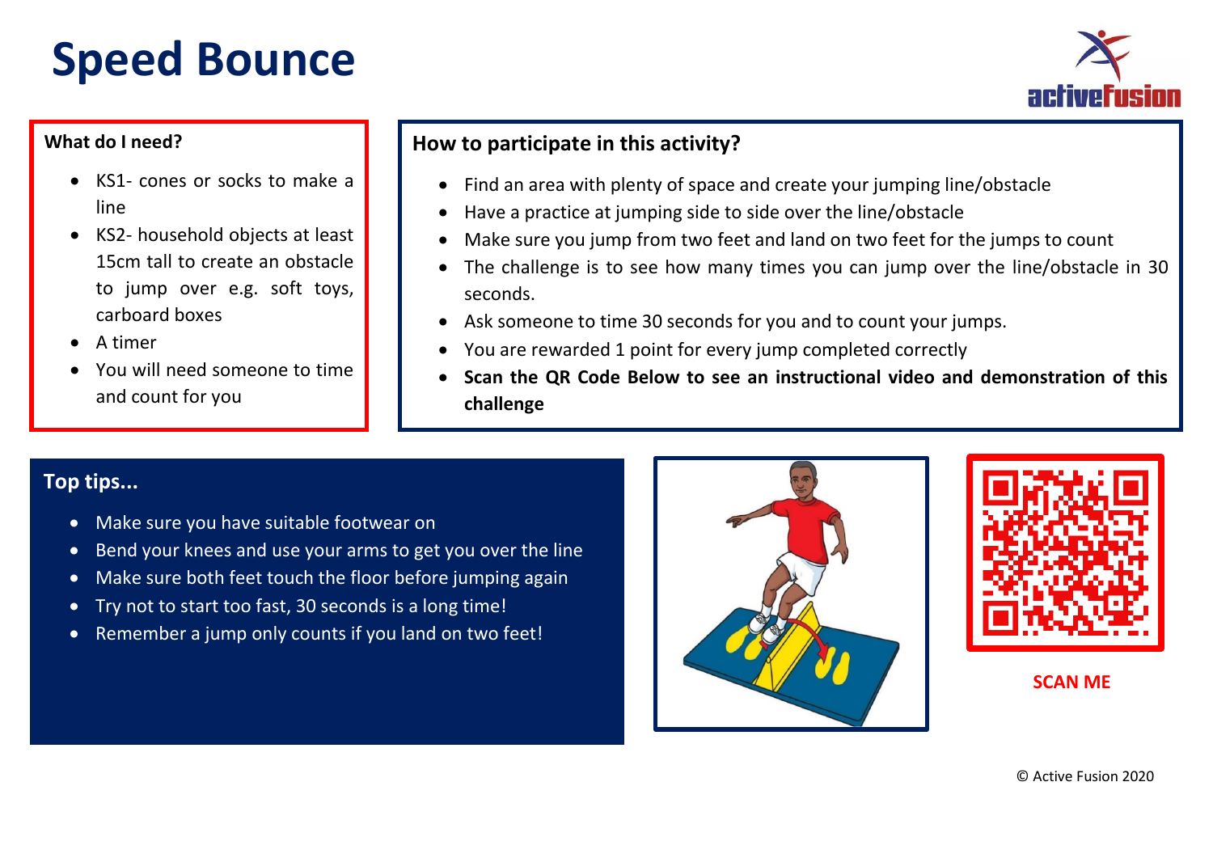# Speed Bounce

**What do I need?**

- KS1- cones or socks to make a line
- KS2- household objects at least 15cm tall to create an obstacle to jump over e.g. soft toys, carboard boxes
- A timer
- You will need someone to time and count for you

**How to participate in this activity?**

- Find an area with plenty of space and create your jumping line/obstacle
- Have a practice at jumping side to side over the line/obstacle
- Make sure you jump from two feet and land on two feet for the jumps to count
- The challenge is to see how many times you can jump over the line/obstacle in 30 seconds.
- Ask someone to time 30 seconds for you and to count your jumps.
- You are rewarded 1 point for every jump completed correctly
- **Scan the QR Code Below to see an instructional video and demonstration of this challenge**

**Top tips...**

- Make sure you have suitable footwear on
- Bend your knees and use your arms to get you over the line
- Make sure both feet touch the floor before jumping again
- Try not to start too fast, 30 seconds is a long time!
- Remember a jump only counts if you land on two feet!

SCAN ME

© Active Fusion 2020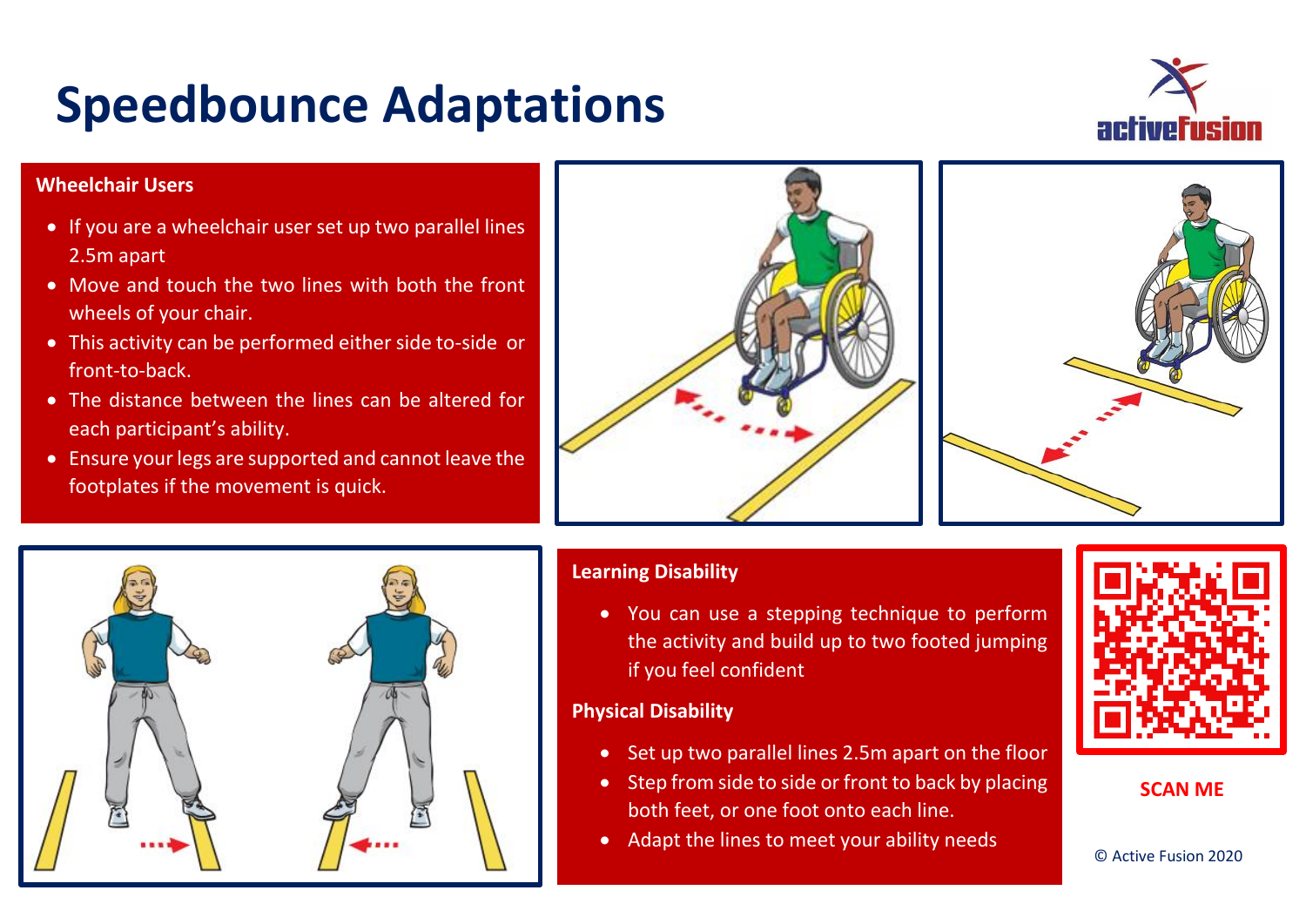# Speedbounce Adaptations

activeFusion

**Wheelchair Users**

- If you are a wheelchair user set up two parallel lines 2.5m apart
- Move and touch the two lines with both the front wheels of your chair.
- This activity can be performed either side to-side or front-to-back.
- The distance between the lines can be altered for each participant's ability.
- Ensure your legs are supported and cannot leave the footplates if the movement is quick.

**Learning Disability**

- You can use a stepping technique to perform the activity and build up to two footed jumping if you feel confident

**Physical Disability**

- Set up two parallel lines 2.5m apart on the floor
- Step from side to side or front to back by placing both feet, or one foot onto each line.
- Adapt the lines to meet your ability needs

SCAN ME

© Active Fusion 2020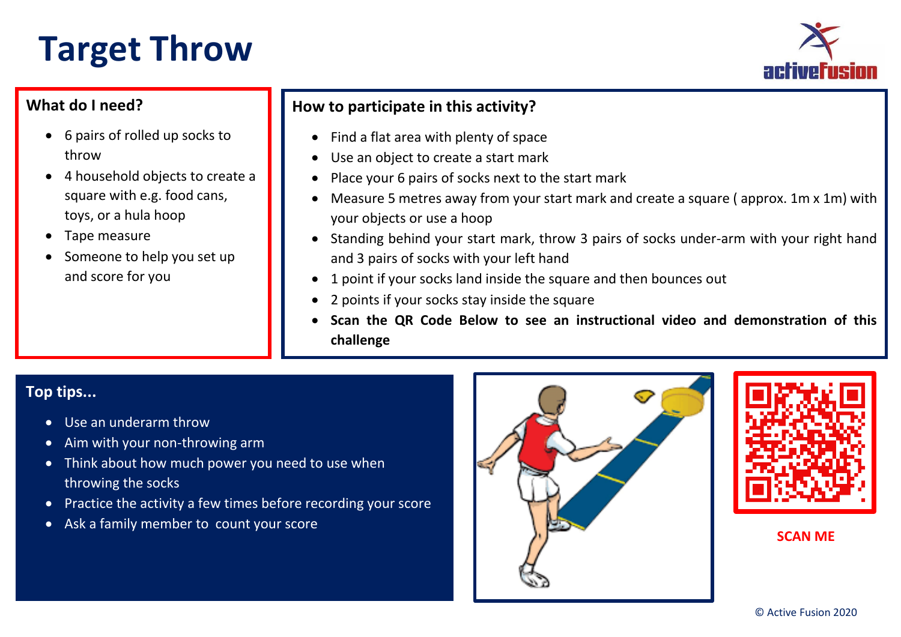# Target Throw

## What do I need?

- 6 pairs of rolled up socks to throw
- 4 household objects to create a square with e.g. food cans, toys, or a hula hoop
- Tape measure
- Someone to help you set up and score for you

## How to participate in this activity?

- Find a flat area with plenty of space
- Use an object to create a start mark
- Place your 6 pairs of socks next to the start mark
- Measure 5 metres away from your start mark and create a square ( approx. 1m x 1m) with your objects or use a hoop
- Standing behind your start mark, throw 3 pairs of socks under-arm with your right hand and 3 pairs of socks with your left hand
- 1 point if your socks land inside the square and then bounces out
- 2 points if your socks stay inside the square
- **Scan the QR Code Below to see an instructional video and demonstration of this challenge**

## Top tips...

- Use an underarm throw
- Aim with your non-throwing arm
- Think about how much power you need to use when throwing the socks
- Practice the activity a few times before recording your score
- Ask a family member to count your score

SCAN ME

© Active Fusion 2020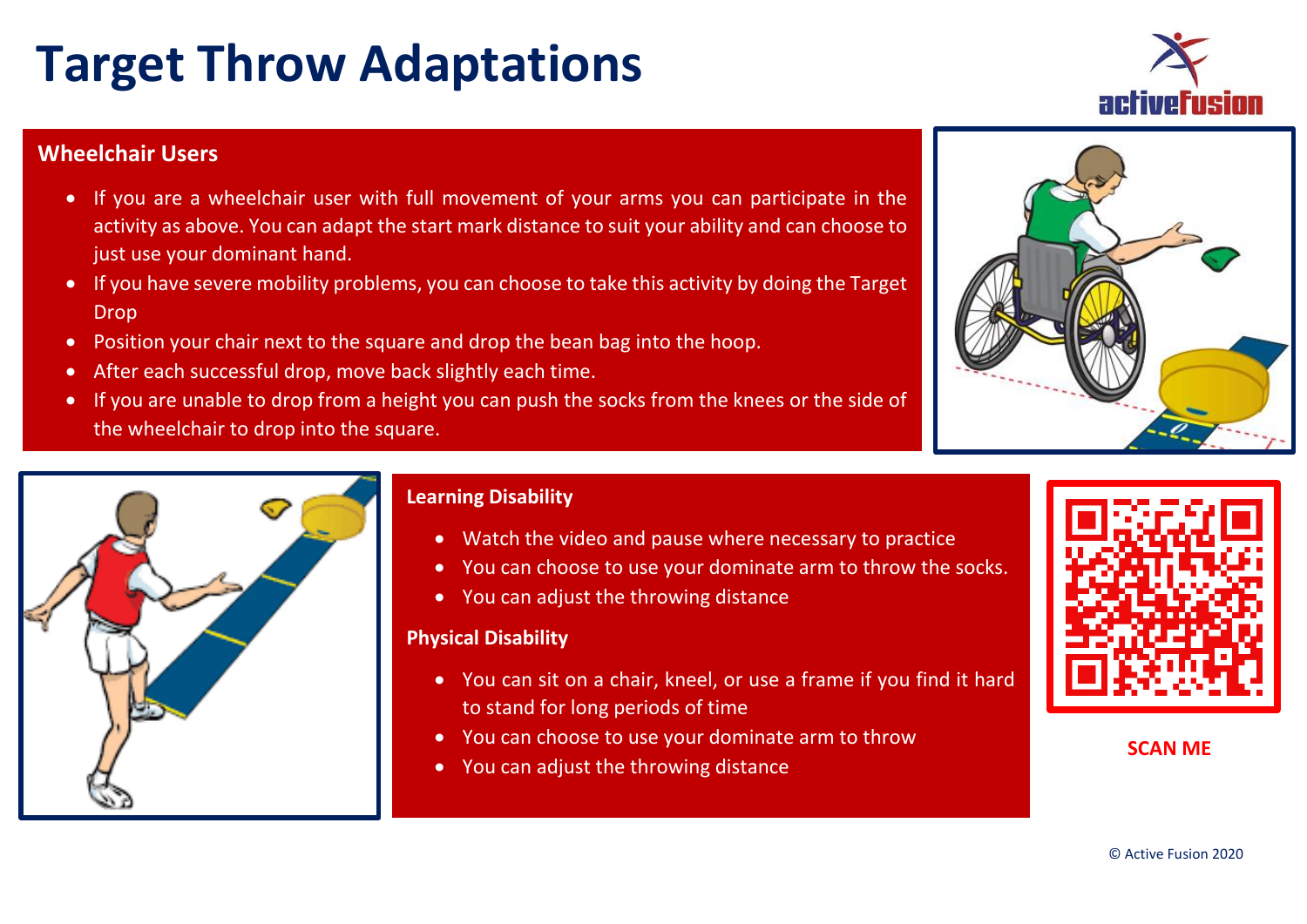# Target Throw Adaptations

### Wheelchair Users

- If you are a wheelchair user with full movement of your arms you can participate in the activity as above. You can adapt the start mark distance to suit your ability and can choose to just use your dominant hand.
- If you have severe mobility problems, you can choose to take this activity by doing the Target Drop
- Position your chair next to the square and drop the bean bag into the hoop.
- After each successful drop, move back slightly each time.
- If you are unable to drop from a height you can push the socks from the knees or the side of the wheelchair to drop into the square.

### Learning Disability

- Watch the video and pause where necessary to practice
- You can choose to use your dominate arm to throw the socks.
- You can adjust the throwing distance

### Physical Disability

- You can sit on a chair, kneel, or use a frame if you find it hard to stand for long periods of time
- You can choose to use your dominate arm to throw
- You can adjust the throwing distance

SCAN ME

© Active Fusion 2020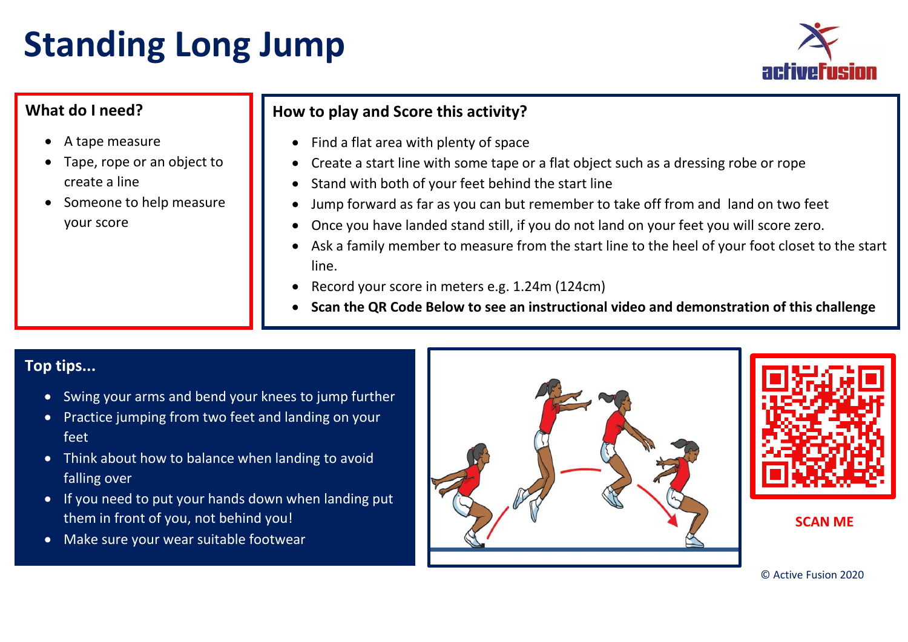# Standing Long Jump

## What do I need?

- A tape measure
- Tape, rope or an object to create a line
- Someone to help measure your score

## How to play and Score this activity?

- Find a flat area with plenty of space
- Create a start line with some tape or a flat object such as a dressing robe or rope
- Stand with both of your feet behind the start line
- Jump forward as far as you can but remember to take off from and land on two feet
- Once you have landed stand still, if you do not land on your feet you will score zero.
- Ask a family member to measure from the start line to the heel of your foot closet to the start line.
- Record your score in meters e.g. 1.24m (124cm)
- **Scan the QR Code Below to see an instructional video and demonstration of this challenge**

## Top tips...

- Swing your arms and bend your knees to jump further
- Practice jumping from two feet and landing on your feet
- Think about how to balance when landing to avoid falling over
- If you need to put your hands down when landing put them in front of you, not behind you!
- Make sure your wear suitable footwear

SCAN ME

© Active Fusion 2020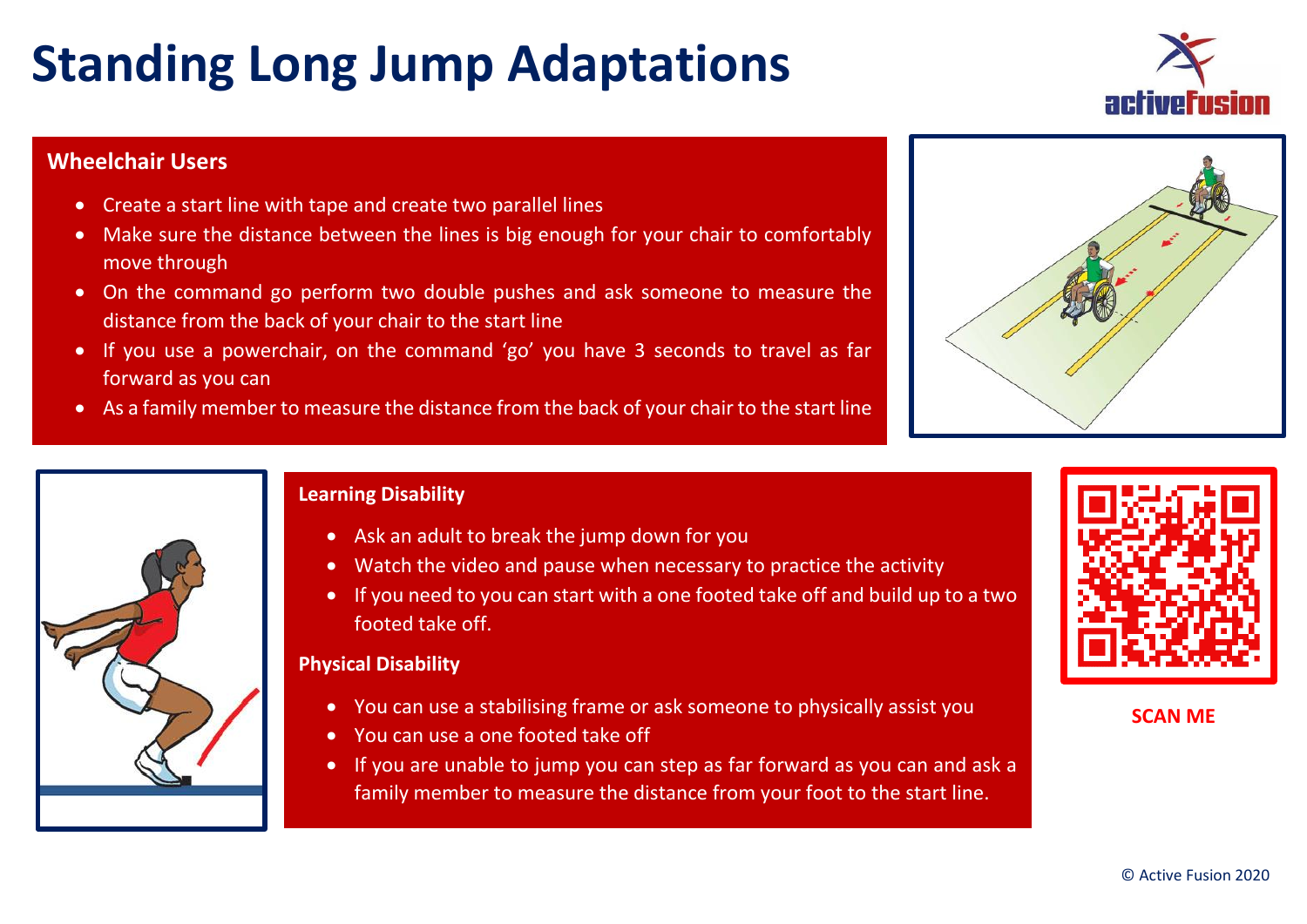# Standing Long Jump Adaptations

## Wheelchair Users

- Create a start line with tape and create two parallel lines
- Make sure the distance between the lines is big enough for your chair to comfortably move through
- On the command go perform two double pushes and ask someone to measure the distance from the back of your chair to the start line
- If you use a powerchair, on the command 'go' you have 3 seconds to travel as far forward as you can
- As a family member to measure the distance from the back of your chair to the start line

## Learning Disability

- Ask an adult to break the jump down for you
- Watch the video and pause when necessary to practice the activity
- If you need to you can start with a one footed take off and build up to a two footed take off.

## Physical Disability

- You can use a stabilising frame or ask someone to physically assist you
- You can use a one footed take off
- If you are unable to jump you can step as far forward as you can and ask a family member to measure the distance from your foot to the start line.

SCAN ME

© Active Fusion 2020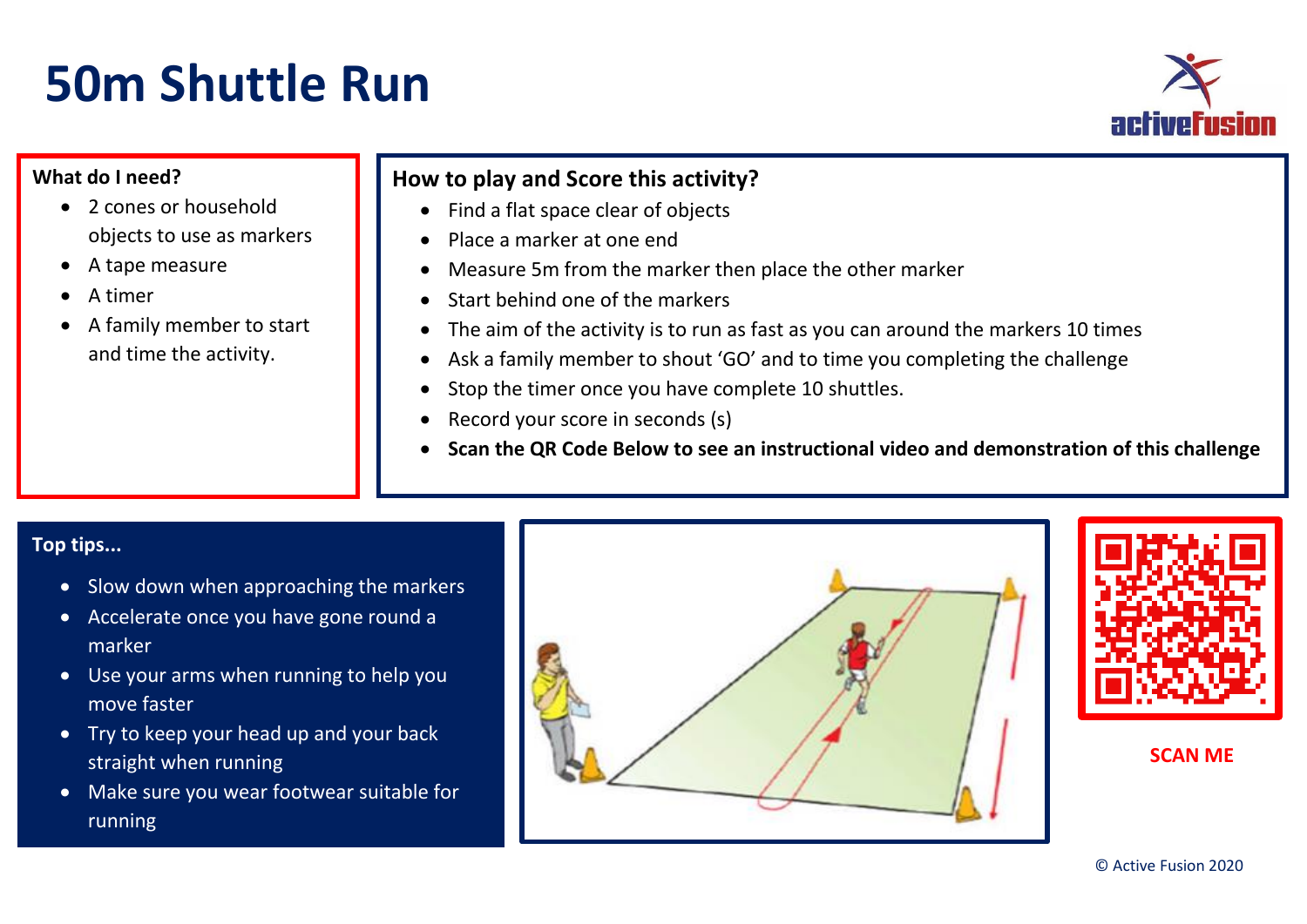# 50m Shuttle Run

activeFusion

**What do I need?**

- 2 cones or household objects to use as markers
- A tape measure
- A timer
- A family member to start and time the activity.

## How to play and Score this activity?

- Find a flat space clear of objects
- Place a marker at one end
- Measure 5m from the marker then place the other marker
- Start behind one of the markers
- The aim of the activity is to run as fast as you can around the markers 10 times
- Ask a family member to shout 'GO' and to time you completing the challenge
- Stop the timer once you have complete 10 shuttles.
- Record your score in seconds (s)
- **Scan the QR Code Below to see an instructional video and demonstration of this challenge**

**Top tips...**

- Slow down when approaching the markers
- Accelerate once you have gone round a marker
- Use your arms when running to help you move faster
- Try to keep your head up and your back straight when running
- Make sure you wear footwear suitable for running

**SCAN ME**

© Active Fusion 2020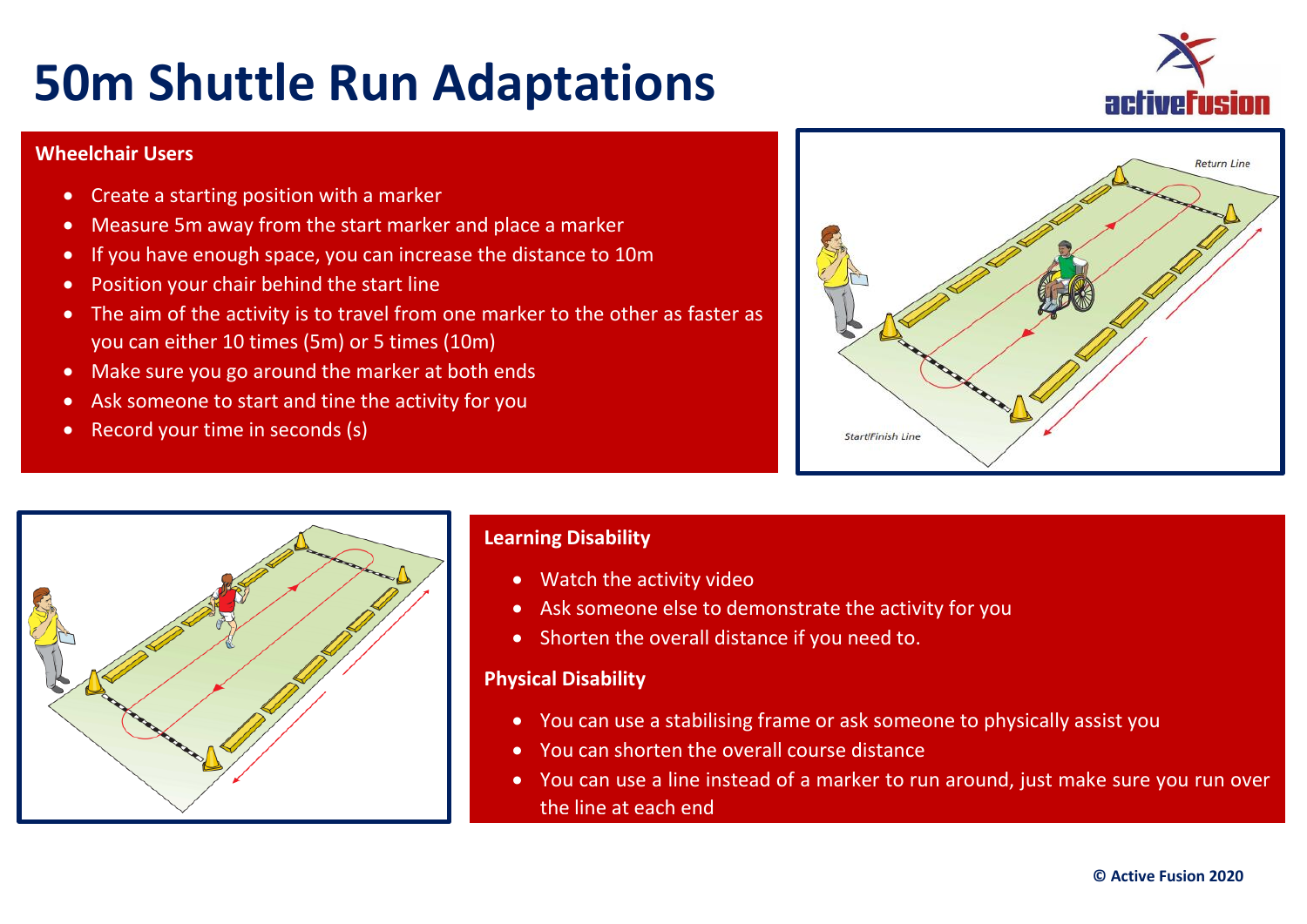# 50m Shuttle Run Adaptations

**Wheelchair Users**

- Create a starting position with a marker
- Measure 5m away from the start marker and place a marker
- If you have enough space, you can increase the distance to 10m
- Position your chair behind the start line
- The aim of the activity is to travel from one marker to the other as faster as you can either 10 times (5m) or 5 times (10m)
- Make sure you go around the marker at both ends
- Ask someone to start and tine the activity for you
- Record your time in seconds (s)

Return Line

Start/Finish Line

**Learning Disability**

- Watch the activity video
- Ask someone else to demonstrate the activity for you
- Shorten the overall distance if you need to.

**Physical Disability**

- You can use a stabilising frame or ask someone to physically assist you
- You can shorten the overall course distance
- You can use a line instead of a marker to run around, just make sure you run over the line at each end

© Active Fusion 2020